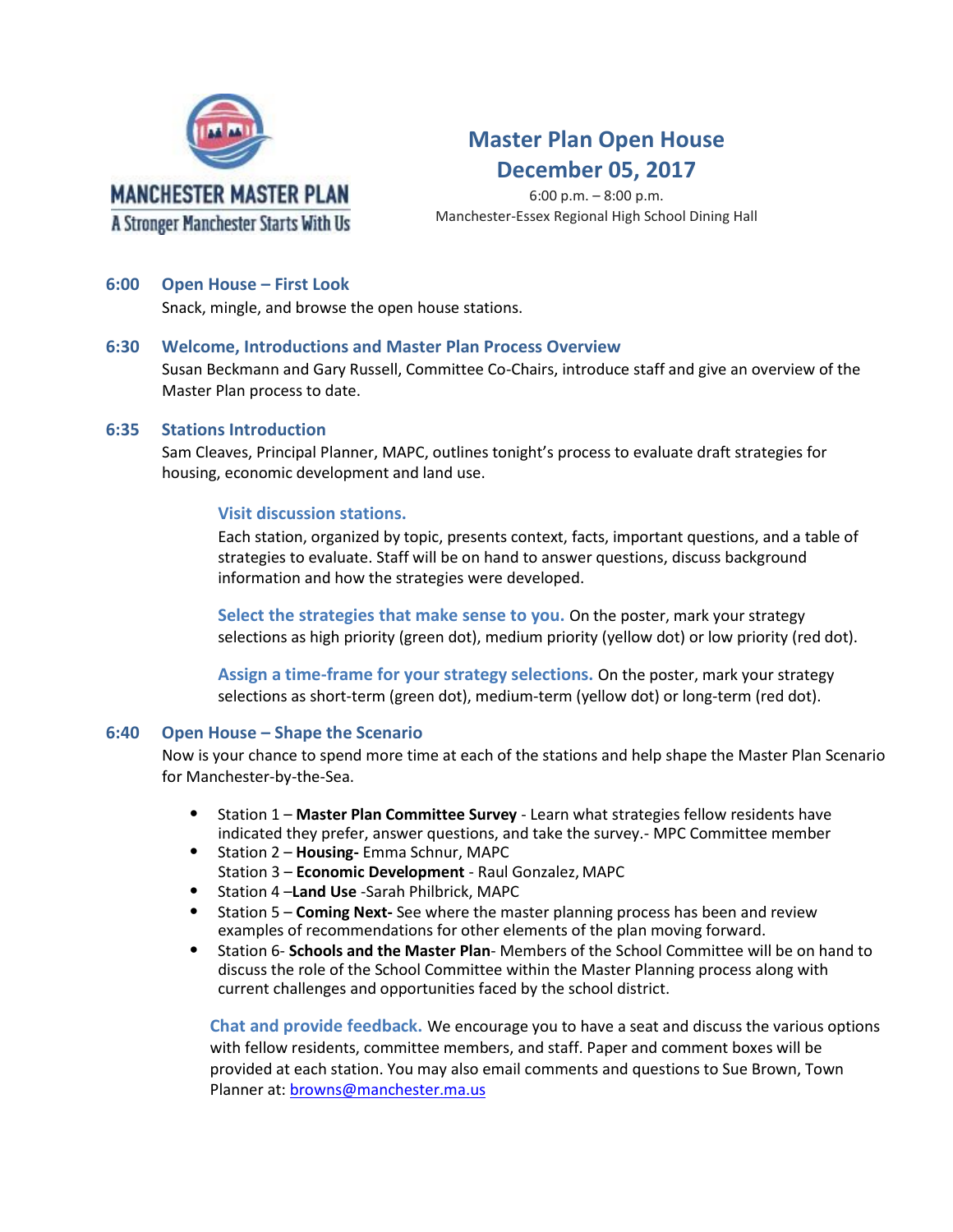**MANCHESTER MASTER PLAN**

A Stronger Manchester Starts With Us

# Master Plan Open House
# December 05, 2017

6:00 p.m. – 8:00 p.m.
Manchester-Essex Regional High School Dining Hall

### 6:00 Open House – First Look

Snack, mingle, and browse the open house stations.

### 6:30 Welcome, Introductions and Master Plan Process Overview

Susan Beckmann and Gary Russell, Committee Co-Chairs, introduce staff and give an overview of the Master Plan process to date.

### 6:35 Stations Introduction

Sam Cleaves, Principal Planner, MAPC, outlines tonight's process to evaluate draft strategies for housing, economic development and land use.

**Visit discussion stations.**
Each station, organized by topic, presents context, facts, important questions, and a table of strategies to evaluate. Staff will be on hand to answer questions, discuss background information and how the strategies were developed.

**Select the strategies that make sense to you.** On the poster, mark your strategy selections as high priority (green dot), medium priority (yellow dot) or low priority (red dot).

**Assign a time-frame for your strategy selections.** On the poster, mark your strategy selections as short-term (green dot), medium-term (yellow dot) or long-term (red dot).

### 6:40 Open House – Shape the Scenario

Now is your chance to spend more time at each of the stations and help shape the Master Plan Scenario for Manchester-by-the-Sea.

- Station 1 – **Master Plan Committee Survey** - Learn what strategies fellow residents have indicated they prefer, answer questions, and take the survey.- MPC Committee member
- Station 2 – **Housing-** Emma Schnur, MAPC
  Station 3 – **Economic Development** - Raul Gonzalez, MAPC
- Station 4 –**Land Use** -Sarah Philbrick, MAPC
- Station 5 – **Coming Next-** See where the master planning process has been and review examples of recommendations for other elements of the plan moving forward.
- Station 6- **Schools and the Master Plan**- Members of the School Committee will be on hand to discuss the role of the School Committee within the Master Planning process along with current challenges and opportunities faced by the school district.

**Chat and provide feedback.** We encourage you to have a seat and discuss the various options with fellow residents, committee members, and staff. Paper and comment boxes will be provided at each station. You may also email comments and questions to Sue Brown, Town Planner at: browns@manchester.ma.us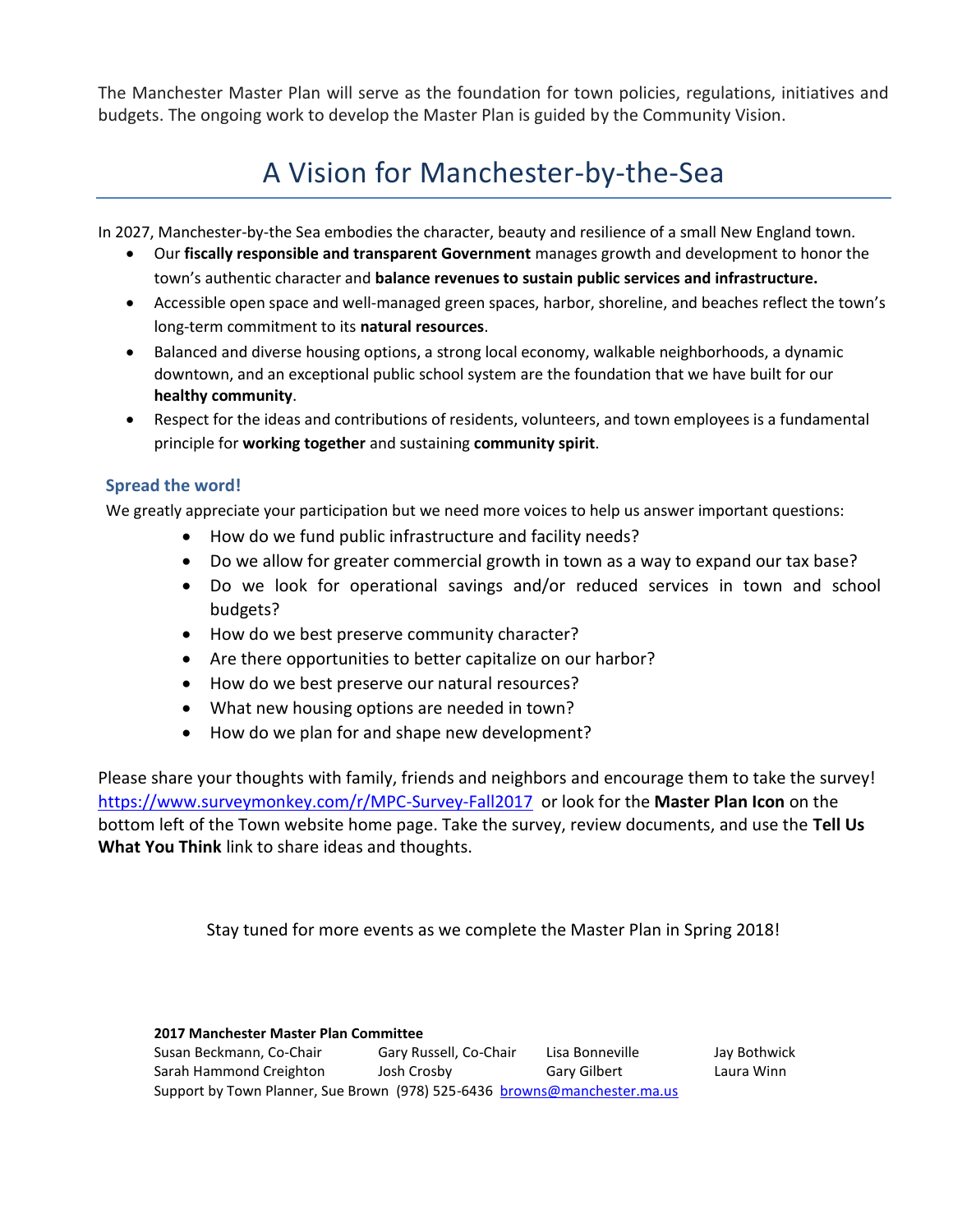The Manchester Master Plan will serve as the foundation for town policies, regulations, initiatives and budgets. The ongoing work to develop the Master Plan is guided by the Community Vision.

# A Vision for Manchester-by-the-Sea

In 2027, Manchester-by-the Sea embodies the character, beauty and resilience of a small New England town.

- Our **fiscally responsible and transparent Government** manages growth and development to honor the town's authentic character and **balance revenues to sustain public services and infrastructure.**
- Accessible open space and well-managed green spaces, harbor, shoreline, and beaches reflect the town's long-term commitment to its **natural resources**.
- Balanced and diverse housing options, a strong local economy, walkable neighborhoods, a dynamic downtown, and an exceptional public school system are the foundation that we have built for our **healthy community**.
- Respect for the ideas and contributions of residents, volunteers, and town employees is a fundamental principle for **working together** and sustaining **community spirit**.

### Spread the word!

We greatly appreciate your participation but we need more voices to help us answer important questions:

- How do we fund public infrastructure and facility needs?
- Do we allow for greater commercial growth in town as a way to expand our tax base?
- Do we look for operational savings and/or reduced services in town and school budgets?
- How do we best preserve community character?
- Are there opportunities to better capitalize on our harbor?
- How do we best preserve our natural resources?
- What new housing options are needed in town?
- How do we plan for and shape new development?

Please share your thoughts with family, friends and neighbors and encourage them to take the survey! https://www.surveymonkey.com/r/MPC-Survey-Fall2017 or look for the **Master Plan Icon** on the bottom left of the Town website home page. Take the survey, review documents, and use the **Tell Us What You Think** link to share ideas and thoughts.

Stay tuned for more events as we complete the Master Plan in Spring 2018!

**2017 Manchester Master Plan Committee**

Susan Beckmann, Co-Chair, Gary Russell, Co-Chair, Lisa Bonneville, Jay Bothwick, Sarah Hammond Creighton, Josh Crosby, Gary Gilbert, Laura Winn

Support by Town Planner, Sue Brown (978) 525-6436 browns@manchester.ma.us